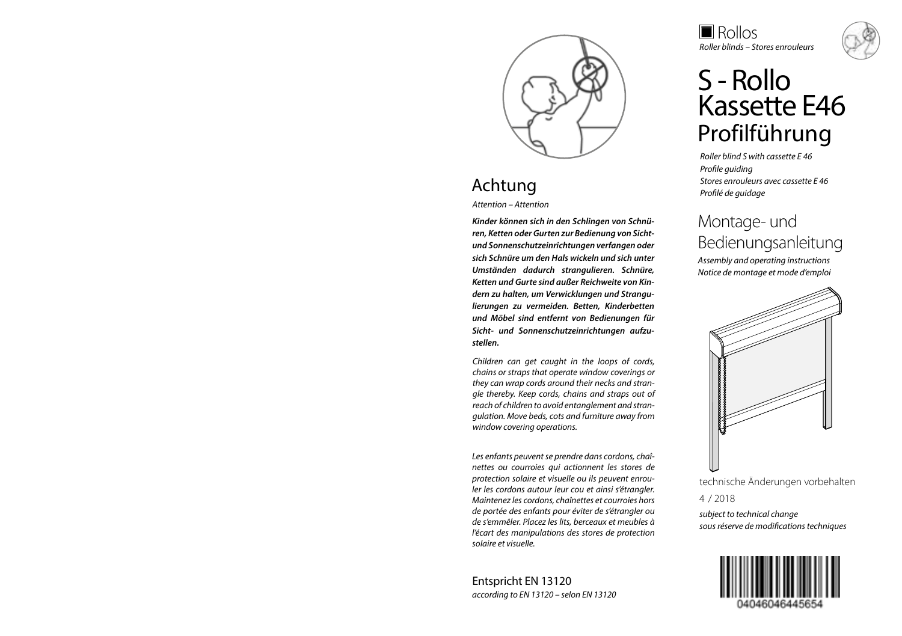## Achtung

*Attention – Attention*

***Kinder können sich in den Schlingen von Schnüren, Ketten oder Gurten zur Bedienung von Sicht- und Sonnenschutzeinrichtungen verfangen oder sich Schnüre um den Hals wickeln und sich unter Umständen dadurch strangulieren. Schnüre, Ketten und Gurte sind außer Reichweite von Kindern zu halten, um Verwicklungen und Strangulierungen zu vermeiden. Betten, Kinderbetten und Möbel sind entfernt von Bedienungen für Sicht- und Sonnenschutzeinrichtungen aufzustellen.***

*Children can get caught in the loops of cords, chains or straps that operate window coverings or they can wrap cords around their necks and strangle thereby. Keep cords, chains and straps out of reach of children to avoid entanglement and strangulation. Move beds, cots and furniture away from window covering operations.*

*Les enfants peuvent se prendre dans cordons, chaînettes ou courroies qui actionnent les stores de protection solaire et visuelle ou ils peuvent enrouler les cordons autour leur cou et ainsi s'étrangler. Maintenez les cordons, chaînettes et courroies hors de portée des enfants pour éviter de s'étrangler ou de s'emmêler. Placez les lits, berceaux et meubles à l'écart des manipulations des stores de protection solaire et visuelle.*

Entspricht EN 13120

*according to EN 13120 – selon EN 13120*

Rollos

*Roller blinds – Stores enrouleurs*

# S - Rollo Kassette E46 Profilführung

*Roller blind S with cassette E 46*
*Profile guiding*
*Stores enrouleurs avec cassette E 46*
*Profilé de guidage*

## Montage- und Bedienungsanleitung

*Assembly and operating instructions*
*Notice de montage et mode d'emploi*

technische Änderungen vorbehalten

4 / 2018

*subject to technical change*
*sous réserve de modifications techniques*

04046046445654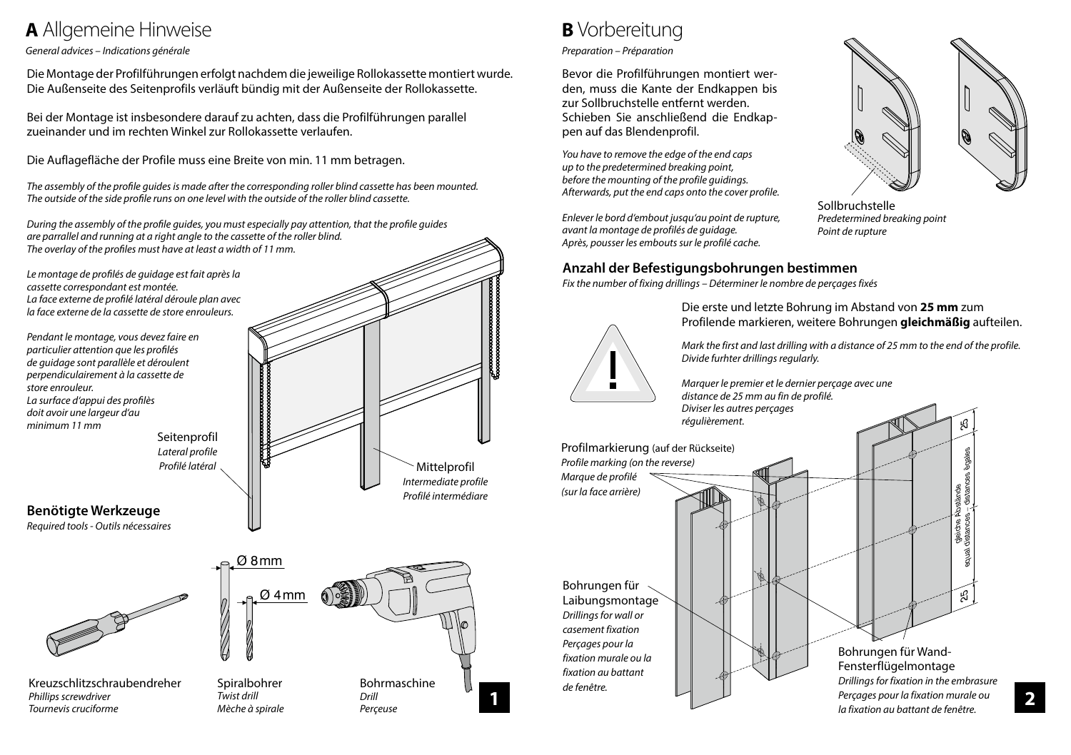# **A** Allgemeine Hinweise

*General advices – Indications générale*

Die Montage der Profilführungen erfolgt nachdem die jeweilige Rollokassette montiert wurde. Die Außenseite des Seitenprofils verläuft bündig mit der Außenseite der Rollokassette.

Bei der Montage ist insbesondere darauf zu achten, dass die Profilführungen parallel zueinander und im rechten Winkel zur Rollokassette verlaufen.

Die Auflagefläche der Profile muss eine Breite von min. 11 mm betragen.

*The assembly of the profile guides is made after the corresponding roller blind cassette has been mounted. The outside of the side profile runs on one level with the outside of the roller blind cassette.*

*During the assembly of the profile guides, you must especially pay attention, that the profile guides are parrallel and running at a right angle to the cassette of the roller blind. The overlay of the profiles must have at least a width of 11 mm.*

*Le montage de profilés de guidage est fait après la cassette correspondant est montée. La face externe de profilé latéral déroule plan avec la face externe de la cassette de store enrouleurs.*

*Pendant le montage, vous devez faire en particulier attention que les profilés de guidage sont parallèle et déroulent perpendiculairement à la cassette de store enrouleur. La surface d'appui des profilès doit avoir une largeur d'au minimum 11 mm*

Seitenprofil
*Lateral profile*
*Profilé latéral*

Mittelprofil
*Intermediate profile*
*Profilé intermédiare*

### Benötigte Werkzeuge

*Required tools - Outils nécessaires*

Ø 8mm
Ø 4mm

Kreuzschlitzschraubendreher
*Phillips screwdriver*
*Tournevis cruciforme*

Spiralbohrer
*Twist drill*
*Mèche à spirale*

Bohrmaschine
*Drill*
*Perçeuse*

# **B** Vorbereitung

*Preparation – Préparation*

Bevor die Profilführungen montiert werden, muss die Kante der Endkappen bis zur Sollbruchstelle entfernt werden. Schieben Sie anschließend die Endkappen auf das Blendenprofil.

*You have to remove the edge of the end caps up to the predetermined breaking point, before the mounting of the profile guidings. Afterwards, put the end caps onto the cover profile.*

*Enlever le bord d'embout jusqu'au point de rupture, avant la montage de profilés de guidage. Après, pousser les embouts sur le profilé cache.*

Sollbruchstelle
*Predetermined breaking point*
*Point de rupture*

### Anzahl der Befestigungsbohrungen bestimmen

*Fix the number of fixing drillings – Déterminer le nombre de perçages fixés*

Die erste und letzte Bohrung im Abstand von **25 mm** zum Profilende markieren, weitere Bohrungen **gleichmäßig** aufteilen.

*Mark the first and last drilling with a distance of 25 mm to the end of the profile. Divide furhter drillings regularly.*

*Marquer le premier et le dernier perçage avec une distance de 25 mm au fin de profilé. Diviser les autres perçages régulièrement.*

Profilmarkierung (auf der Rückseite)
*Profile marking (on the reverse)*
*Marque de profilé (sur la face arrière)*

Bohrungen für Laibungsmontage
*Drillings for wall or casement fixation*
*Perçages pour la fixation murale ou la fixation au battant de fenêtre.*

Bohrungen für Wand-Fensterflügelmontage
*Drillings for fixation in the embrasure*
*Perçages pour la fixation murale ou la fixation au battant de fenêtre.*

25
gleiche Abstände
equal distances – distances égales
25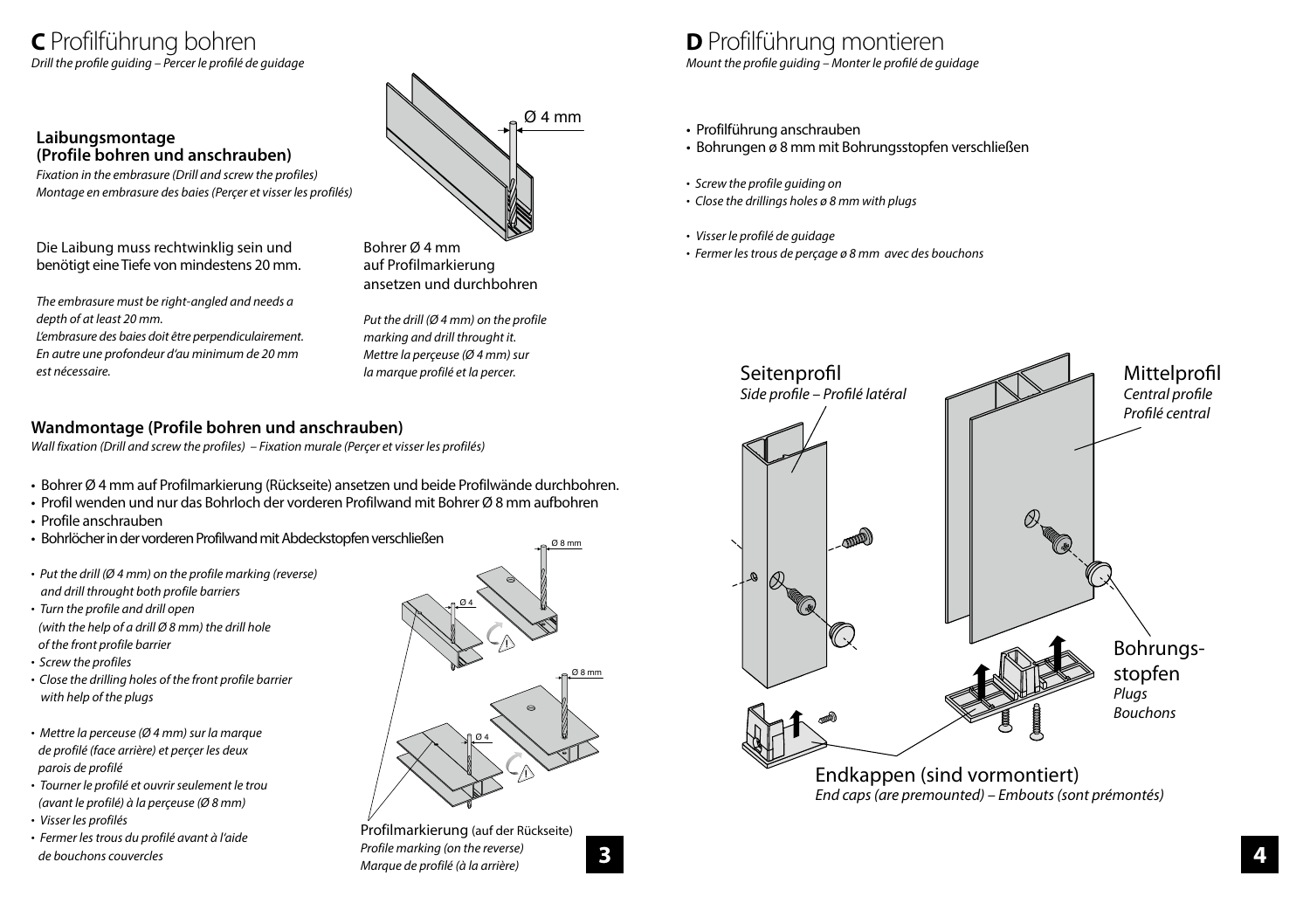# **C** Profilführung bohren

*Drill the profile guiding – Percer le profilé de guidage*

### Laibungsmontage (Profile bohren und anschrauben)

*Fixation in the embrasure (Drill and screw the profiles)*
*Montage en embrasure des baies (Perçer et visser les profilés)*

Die Laibung muss rechtwinklig sein und benötigt eine Tiefe von mindestens 20 mm.

*The embrasure must be right-angled and needs a depth of at least 20 mm.*
*L'embrasure des baies doit être perpendiculairement. En autre une profondeur d'au minimum de 20 mm est nécessaire.*

Ø 4 mm

Bohrer Ø 4 mm auf Profilmarkierung ansetzen und durchbohren

*Put the drill (Ø 4 mm) on the profile marking and drill throught it.*
*Mettre la perçeuse (Ø 4 mm) sur la marque profilé et la percer.*

### Wandmontage (Profile bohren und anschrauben)

*Wall fixation (Drill and screw the profiles) – Fixation murale (Perçer et visser les profilés)*

- Bohrer Ø 4 mm auf Profilmarkierung (Rückseite) ansetzen und beide Profilwände durchbohren.
- Profil wenden und nur das Bohrloch der vorderen Profilwand mit Bohrer Ø 8 mm aufbohren
- Profile anschrauben
- Bohrlöcher in der vorderen Profilwand mit Abdeckstopfen verschließen

- *Put the drill (Ø 4 mm) on the profile marking (reverse) and drill throught both profile barriers*
- *Turn the profile and drill open (with the help of a drill Ø 8 mm) the drill hole of the front profile barrier*
- *Screw the profiles*
- *Close the drilling holes of the front profile barrier with help of the plugs*

- *Mettre la perceuse (Ø 4 mm) sur la marque de profilé (face arrière) et perçer les deux parois de profilé*
- *Tourner le profilé et ouvrir seulement le trou (avant le profilé) à la perçeuse (Ø 8 mm)*
- *Visser les profilés*
- *Fermer les trous du profilé avant à l'aide de bouchons couvercles*

Ø 8 mm · Ø 4 · Ø 8 mm · Ø 4

Profilmarkierung (auf der Rückseite)
*Profile marking (on the reverse)*
*Marque de profilé (à la arrière)*

# **D** Profilführung montieren

*Mount the profile guiding – Monter le profilé de guidage*

- Profilführung anschrauben
- Bohrungen ø 8 mm mit Bohrungsstopfen verschließen

- *Screw the profile guiding on*
- *Close the drillings holes ø 8 mm with plugs*

- *Visser le profilé de guidage*
- *Fermer les trous de perçage ø 8 mm avec des bouchons*

Seitenprofil
*Side profile – Profilé latéral*

Mittelprofil
*Central profile*
*Profilé central*

Bohrungs­stopfen
*Plugs*
*Bouchons*

Endkappen (sind vormontiert)
*End caps (are premounted) – Embouts (sont prémontés)*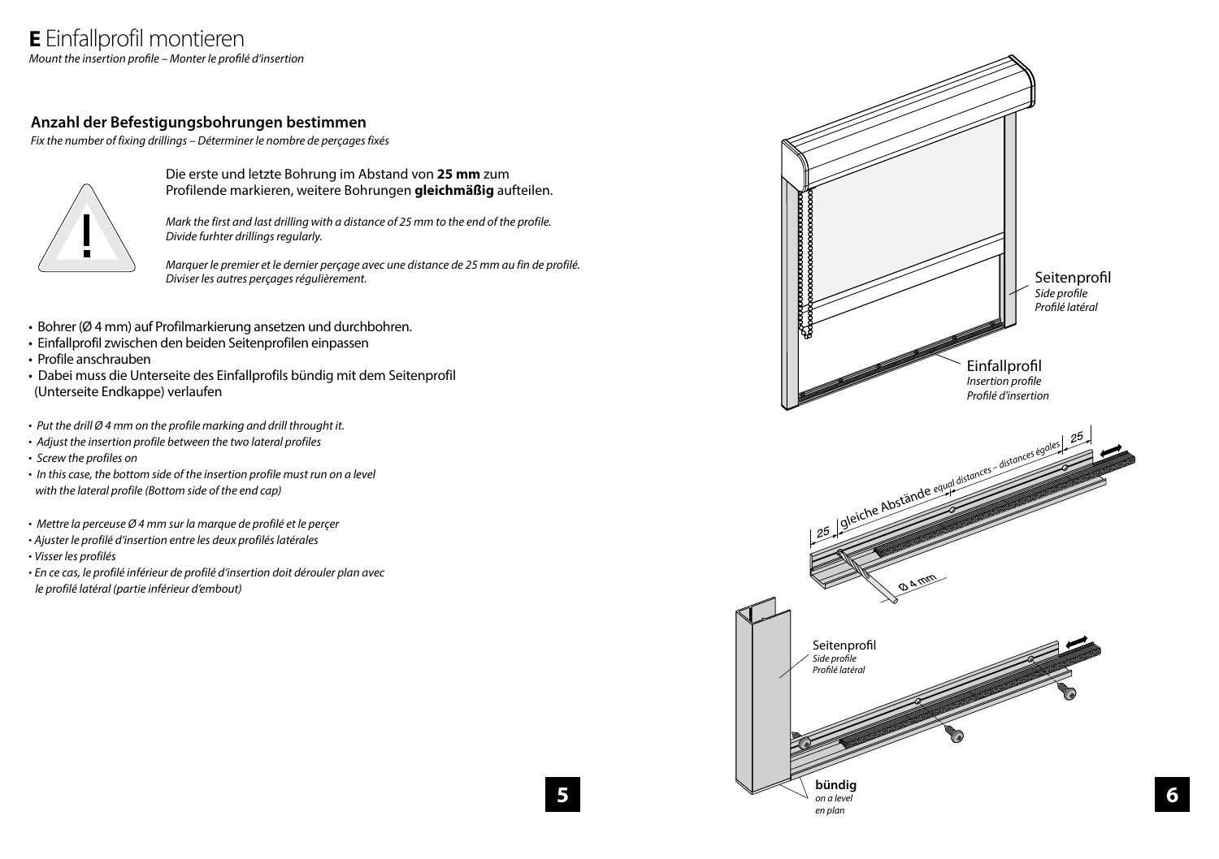# **E** Einfallprofil montieren

*Mount the insertion profile – Monter le profilé d'insertion*

### Anzahl der Befestigungsbohrungen bestimmen

*Fix the number of fixing drillings – Déterminer le nombre de perçages fixés*

Die erste und letzte Bohrung im Abstand von **25 mm** zum Profilende markieren, weitere Bohrungen **gleichmäßig** aufteilen.

*Mark the first and last drilling with a distance of 25 mm to the end of the profile. Divide furhter drillings regularly.*

*Marquer le premier et le dernier perçage avec une distance de 25 mm au fin de profilé. Diviser les autres perçages régulièrement.*

- Bohrer (Ø 4 mm) auf Profilmarkierung ansetzen und durchbohren.
- Einfallprofil zwischen den beiden Seitenprofilen einpassen
- Profile anschrauben
- Dabei muss die Unterseite des Einfallprofils bündig mit dem Seitenprofil (Unterseite Endkappe) verlaufen

- *Put the drill Ø 4 mm on the profile marking and drill throught it.*
- *Adjust the insertion profile between the two lateral profiles*
- *Screw the profiles on*
- *In this case, the bottom side of the insertion profile must run on a level with the lateral profile (Bottom side of the end cap)*

- *Mettre la perceuse Ø 4 mm sur la marque de profilé et le percer*
- *Ajuster le profilé d'insertion entre les deux profilés latérales*
- *Visser les profilés*
- *En ce cas, le profilé inférieur de profilé d'insertion doit dérouler plan avec le profilé latéral (partie inférieur d'embout)*

Seitenprofil
*Side profile*
*Profilé latéral*

Einfallprofil
*Insertion profile*
*Profilé d'insertion*

25 gleiche Abstände *equal distances – distances égales* 25

Ø 4 mm

Seitenprofil
*Side profile*
*Profilé latéral*

**bündig**
*on a level*
*en plan*